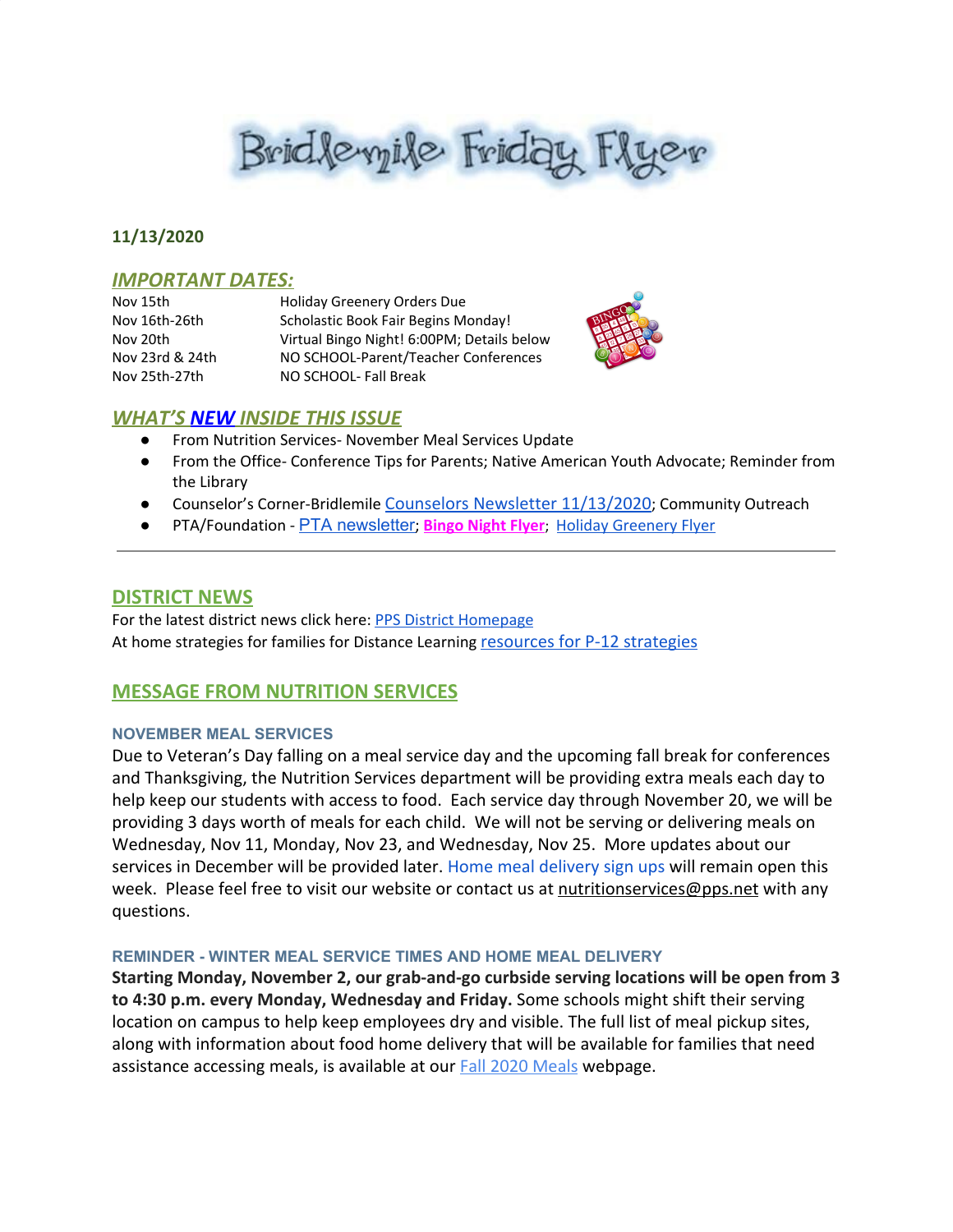# Bridlemile Friday Flyer

**11/13/2020**

## *IMPORTANT DATES:*

| | |
|---|---|
| Nov 15th | Holiday Greenery Orders Due |
| Nov 16th-26th | Scholastic Book Fair Begins Monday! |
| Nov 20th | Virtual Bingo Night! 6:00PM; Details below |
| Nov 23rd & 24th | NO SCHOOL-Parent/Teacher Conferences |
| Nov 25th-27th | NO SCHOOL- Fall Break |

## *WHAT'S NEW INSIDE THIS ISSUE*

- From Nutrition Services- November Meal Services Update
- From the Office- Conference Tips for Parents; Native American Youth Advocate; Reminder from the Library
- Counselor's Corner-Bridlemile Counselors Newsletter 11/13/2020; Community Outreach
- PTA/Foundation - PTA newsletter; **Bingo Night Flyer**; Holiday Greenery Flyer

---

## DISTRICT NEWS

For the latest district news click here: PPS District Homepage
At home strategies for families for Distance Learning resources for P-12 strategies

## MESSAGE FROM NUTRITION SERVICES

### NOVEMBER MEAL SERVICES

Due to Veteran's Day falling on a meal service day and the upcoming fall break for conferences and Thanksgiving, the Nutrition Services department will be providing extra meals each day to help keep our students with access to food. Each service day through November 20, we will be providing 3 days worth of meals for each child. We will not be serving or delivering meals on Wednesday, Nov 11, Monday, Nov 23, and Wednesday, Nov 25. More updates about our services in December will be provided later. Home meal delivery sign ups will remain open this week. Please feel free to visit our website or contact us at nutritionservices@pps.net with any questions.

### REMINDER - WINTER MEAL SERVICE TIMES AND HOME MEAL DELIVERY

**Starting Monday, November 2, our grab-and-go curbside serving locations will be open from 3 to 4:30 p.m. every Monday, Wednesday and Friday.** Some schools might shift their serving location on campus to help keep employees dry and visible. The full list of meal pickup sites, along with information about food home delivery that will be available for families that need assistance accessing meals, is available at our Fall 2020 Meals webpage.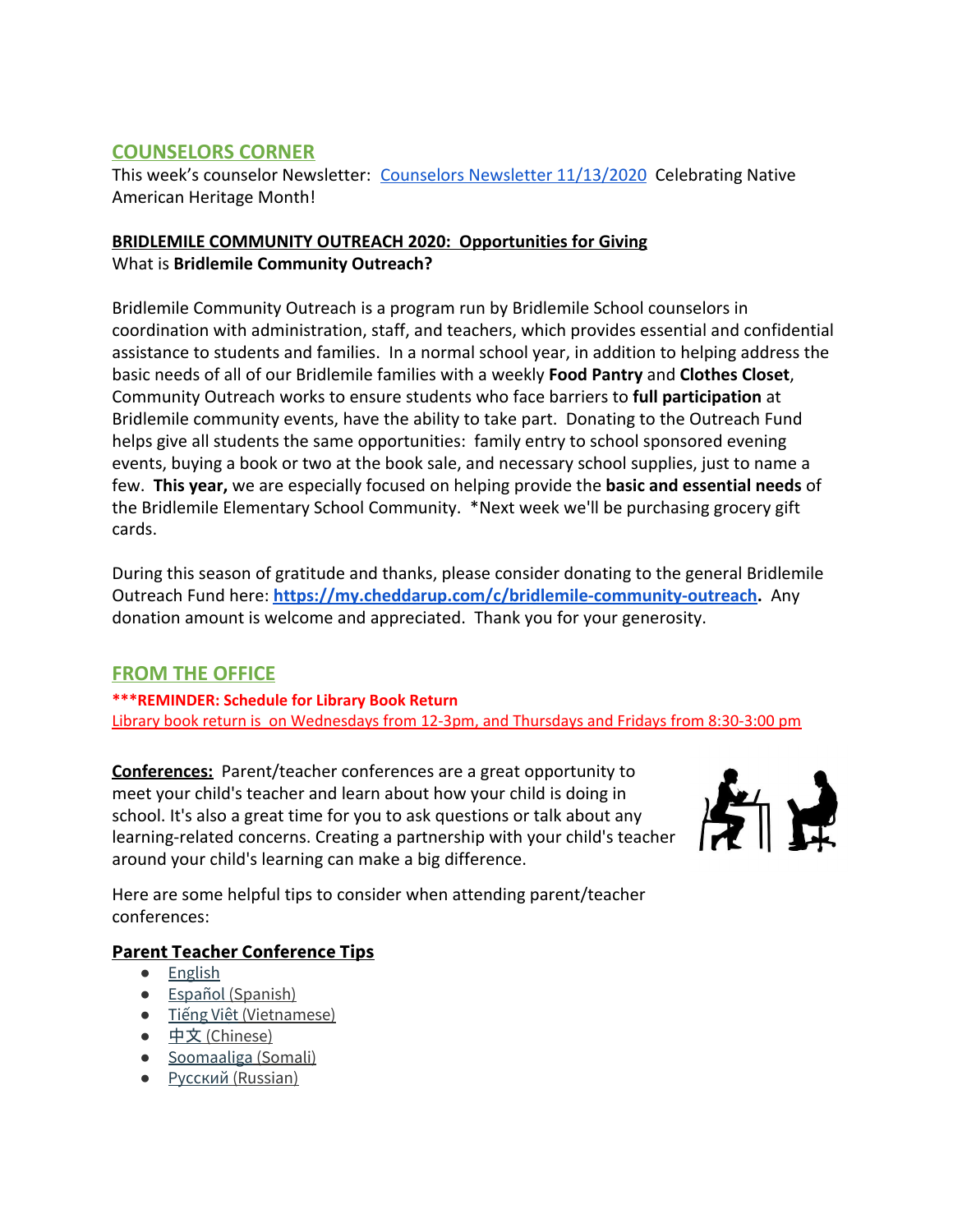## COUNSELORS CORNER

This week's counselor Newsletter: Counselors Newsletter 11/13/2020 Celebrating Native American Heritage Month!

**BRIDLEMILE COMMUNITY OUTREACH 2020: Opportunities for Giving**

What is **Bridlemile Community Outreach?**

Bridlemile Community Outreach is a program run by Bridlemile School counselors in coordination with administration, staff, and teachers, which provides essential and confidential assistance to students and families. In a normal school year, in addition to helping address the basic needs of all of our Bridlemile families with a weekly **Food Pantry** and **Clothes Closet**, Community Outreach works to ensure students who face barriers to **full participation** at Bridlemile community events, have the ability to take part. Donating to the Outreach Fund helps give all students the same opportunities: family entry to school sponsored evening events, buying a book or two at the book sale, and necessary school supplies, just to name a few. **This year,** we are especially focused on helping provide the **basic and essential needs** of the Bridlemile Elementary School Community. *Next week we'll be purchasing grocery gift cards.

During this season of gratitude and thanks, please consider donating to the general Bridlemile Outreach Fund here: **https://my.cheddarup.com/c/bridlemile-community-outreach.** Any donation amount is welcome and appreciated. Thank you for your generosity.

## FROM THE OFFICE

*****REMINDER: Schedule for Library Book Return**

Library book return is on Wednesdays from 12-3pm, and Thursdays and Fridays from 8:30-3:00 pm

**Conferences:** Parent/teacher conferences are a great opportunity to meet your child's teacher and learn about how your child is doing in school. It's also a great time for you to ask questions or talk about any learning-related concerns. Creating a partnership with your child's teacher around your child's learning can make a big difference.

Here are some helpful tips to consider when attending parent/teacher conferences:

**Parent Teacher Conference Tips**

- English
- Español (Spanish)
- Tiếng Việt (Vietnamese)
- 中文 (Chinese)
- Soomaaliga (Somali)
- Русский (Russian)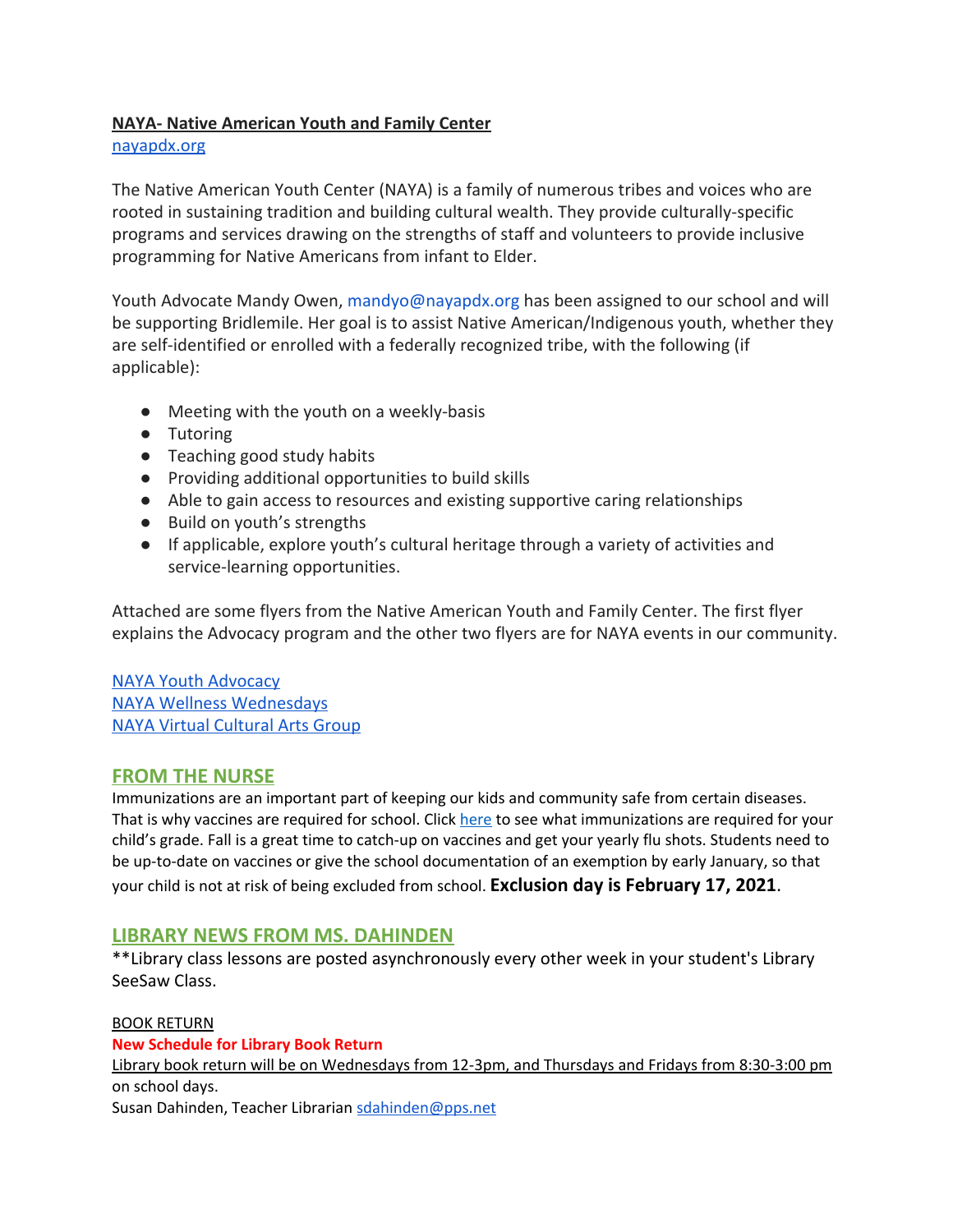**NAYA- Native American Youth and Family Center**

nayapdx.org

The Native American Youth Center (NAYA) is a family of numerous tribes and voices who are rooted in sustaining tradition and building cultural wealth. They provide culturally-specific programs and services drawing on the strengths of staff and volunteers to provide inclusive programming for Native Americans from infant to Elder.

Youth Advocate Mandy Owen, mandyo@nayapdx.org has been assigned to our school and will be supporting Bridlemile. Her goal is to assist Native American/Indigenous youth, whether they are self-identified or enrolled with a federally recognized tribe, with the following (if applicable):

- Meeting with the youth on a weekly-basis
- Tutoring
- Teaching good study habits
- Providing additional opportunities to build skills
- Able to gain access to resources and existing supportive caring relationships
- Build on youth's strengths
- If applicable, explore youth's cultural heritage through a variety of activities and service-learning opportunities.

Attached are some flyers from the Native American Youth and Family Center. The first flyer explains the Advocacy program and the other two flyers are for NAYA events in our community.

NAYA Youth Advocacy
NAYA Wellness Wednesdays
NAYA Virtual Cultural Arts Group

## FROM THE NURSE

Immunizations are an important part of keeping our kids and community safe from certain diseases. That is why vaccines are required for school. Click here to see what immunizations are required for your child's grade. Fall is a great time to catch-up on vaccines and get your yearly flu shots. Students need to be up-to-date on vaccines or give the school documentation of an exemption by early January, so that your child is not at risk of being excluded from school. **Exclusion day is February 17, 2021**.

## LIBRARY NEWS FROM MS. DAHINDEN

**Library class lessons are posted asynchronously every other week in your student's Library SeeSaw Class.

BOOK RETURN

**New Schedule for Library Book Return**

Library book return will be on Wednesdays from 12-3pm, and Thursdays and Fridays from 8:30-3:00 pm on school days.

Susan Dahinden, Teacher Librarian sdahinden@pps.net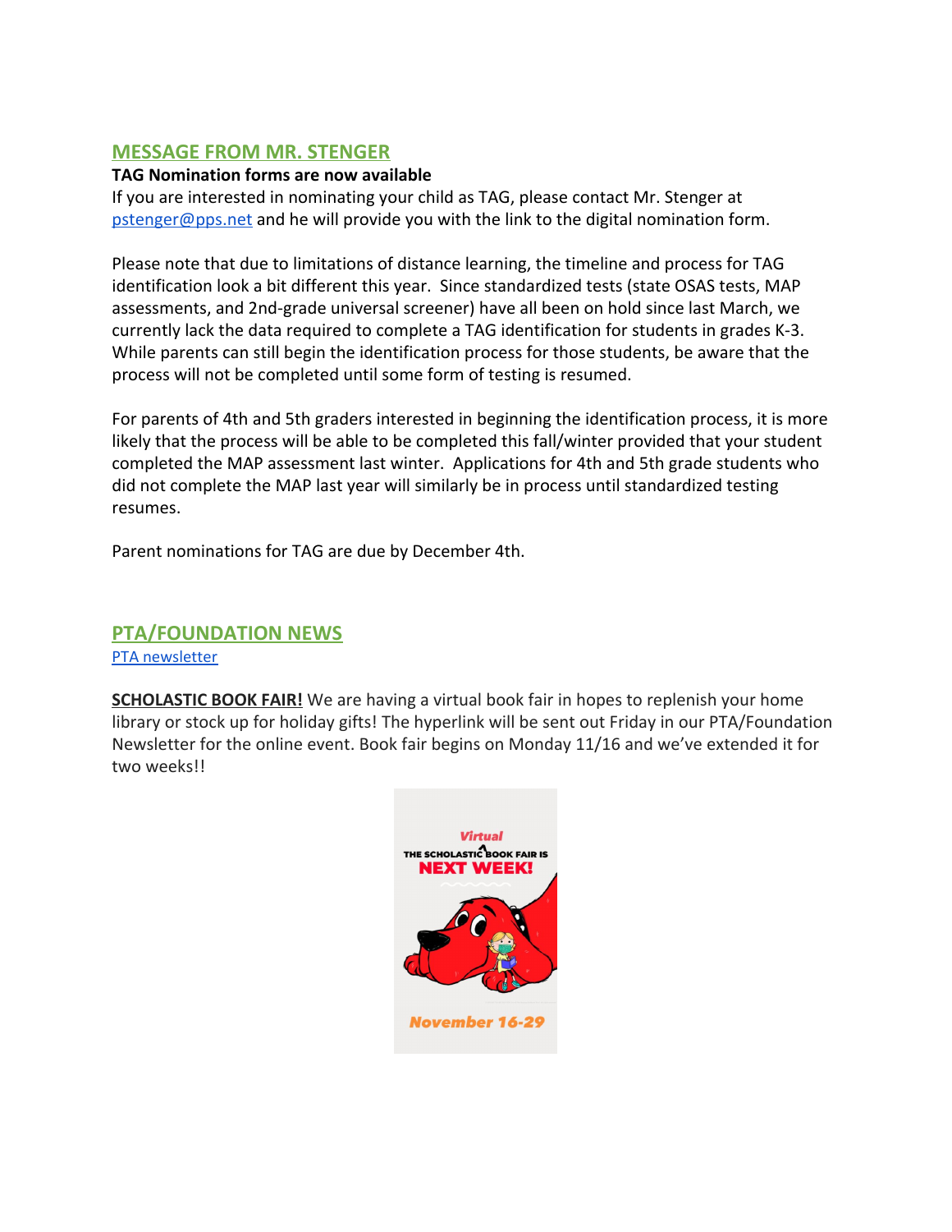## MESSAGE FROM MR. STENGER

**TAG Nomination forms are now available**

If you are interested in nominating your child as TAG, please contact Mr. Stenger at pstenger@pps.net and he will provide you with the link to the digital nomination form.

Please note that due to limitations of distance learning, the timeline and process for TAG identification look a bit different this year. Since standardized tests (state OSAS tests, MAP assessments, and 2nd-grade universal screener) have all been on hold since last March, we currently lack the data required to complete a TAG identification for students in grades K-3. While parents can still begin the identification process for those students, be aware that the process will not be completed until some form of testing is resumed.

For parents of 4th and 5th graders interested in beginning the identification process, it is more likely that the process will be able to be completed this fall/winter provided that your student completed the MAP assessment last winter. Applications for 4th and 5th grade students who did not complete the MAP last year will similarly be in process until standardized testing resumes.

Parent nominations for TAG are due by December 4th.

## PTA/FOUNDATION NEWS

PTA newsletter

**SCHOLASTIC BOOK FAIR!** We are having a virtual book fair in hopes to replenish your home library or stock up for holiday gifts! The hyperlink will be sent out Friday in our PTA/Foundation Newsletter for the online event. Book fair begins on Monday 11/16 and we've extended it for two weeks!!

Virtual
THE SCHOLASTIC BOOK FAIR IS
NEXT WEEK!

November 16-29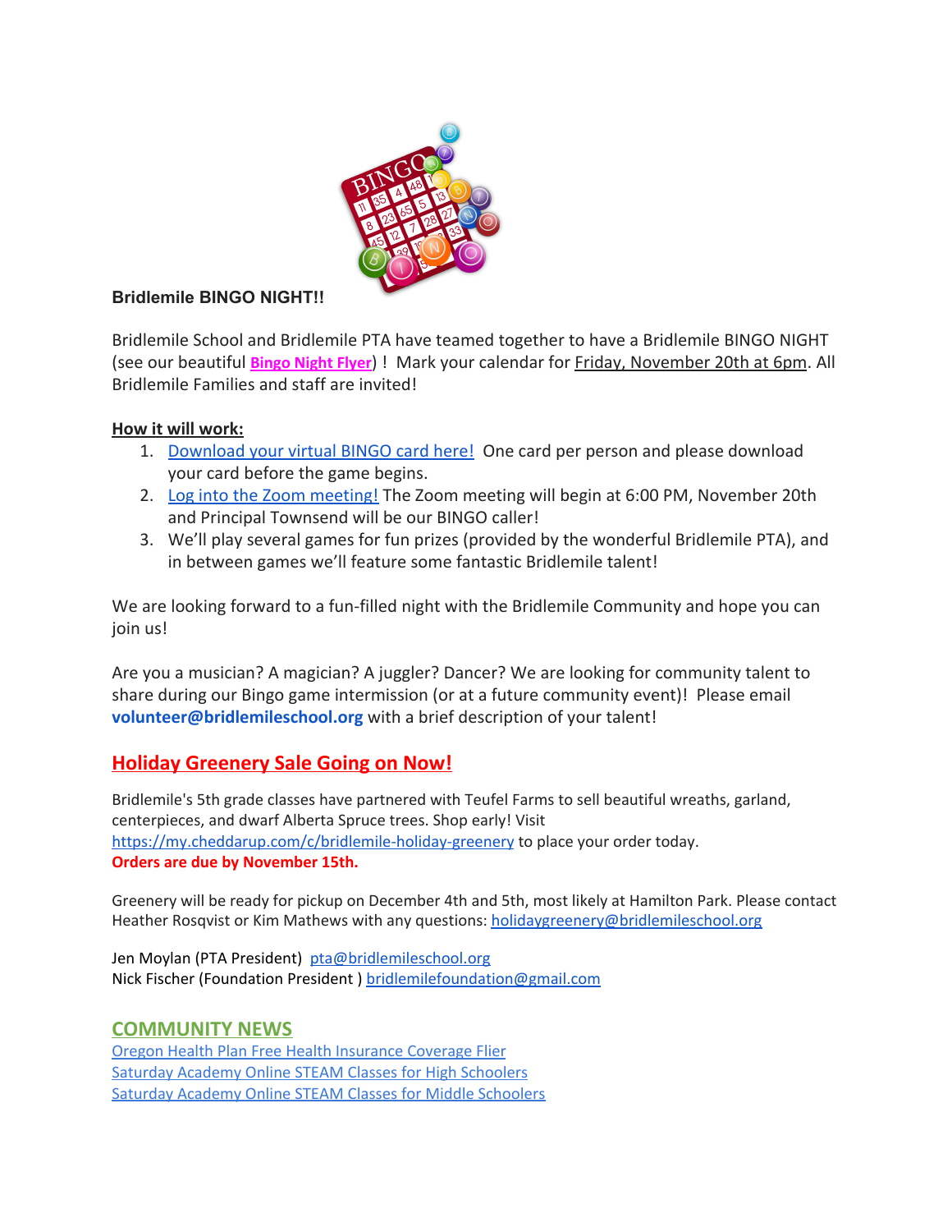**Bridlemile BINGO NIGHT!!**

Bridlemile School and Bridlemile PTA have teamed together to have a Bridlemile BINGO NIGHT (see our beautiful **Bingo Night Flyer**) ! Mark your calendar for Friday, November 20th at 6pm. All Bridlemile Families and staff are invited!

**How it will work:**

1. Download your virtual BINGO card here! One card per person and please download your card before the game begins.
2. Log into the Zoom meeting! The Zoom meeting will begin at 6:00 PM, November 20th and Principal Townsend will be our BINGO caller!
3. We'll play several games for fun prizes (provided by the wonderful Bridlemile PTA), and in between games we'll feature some fantastic Bridlemile talent!

We are looking forward to a fun-filled night with the Bridlemile Community and hope you can join us!

Are you a musician? A magician? A juggler? Dancer? We are looking for community talent to share during our Bingo game intermission (or at a future community event)! Please email **volunteer@bridlemileschool.org** with a brief description of your talent!

## Holiday Greenery Sale Going on Now!

Bridlemile's 5th grade classes have partnered with Teufel Farms to sell beautiful wreaths, garland, centerpieces, and dwarf Alberta Spruce trees. Shop early! Visit https://my.cheddarup.com/c/bridlemile-holiday-greenery to place your order today.
**Orders are due by November 15th.**

Greenery will be ready for pickup on December 4th and 5th, most likely at Hamilton Park. Please contact Heather Rosqvist or Kim Mathews with any questions: holidaygreenery@bridlemileschool.org

Jen Moylan (PTA President) pta@bridlemileschool.org
Nick Fischer (Foundation President ) bridlemilefoundation@gmail.com

## COMMUNITY NEWS

Oregon Health Plan Free Health Insurance Coverage Flier
Saturday Academy Online STEAM Classes for High Schoolers
Saturday Academy Online STEAM Classes for Middle Schoolers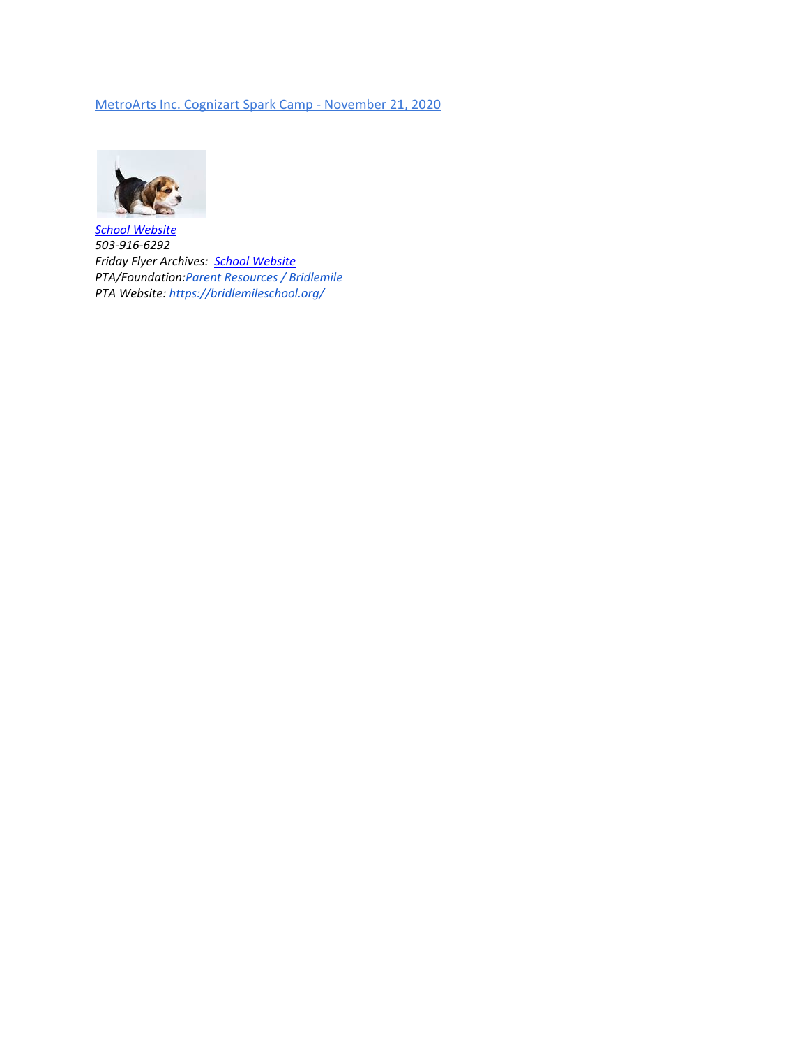MetroArts Inc. Cognizart Spark Camp - November 21, 2020

*School Website*
*503-916-6292*
*Friday Flyer Archives:* *School Website*
*PTA/Foundation:Parent Resources / Bridlemile*
*PTA Website: https://bridlemileschool.org/*